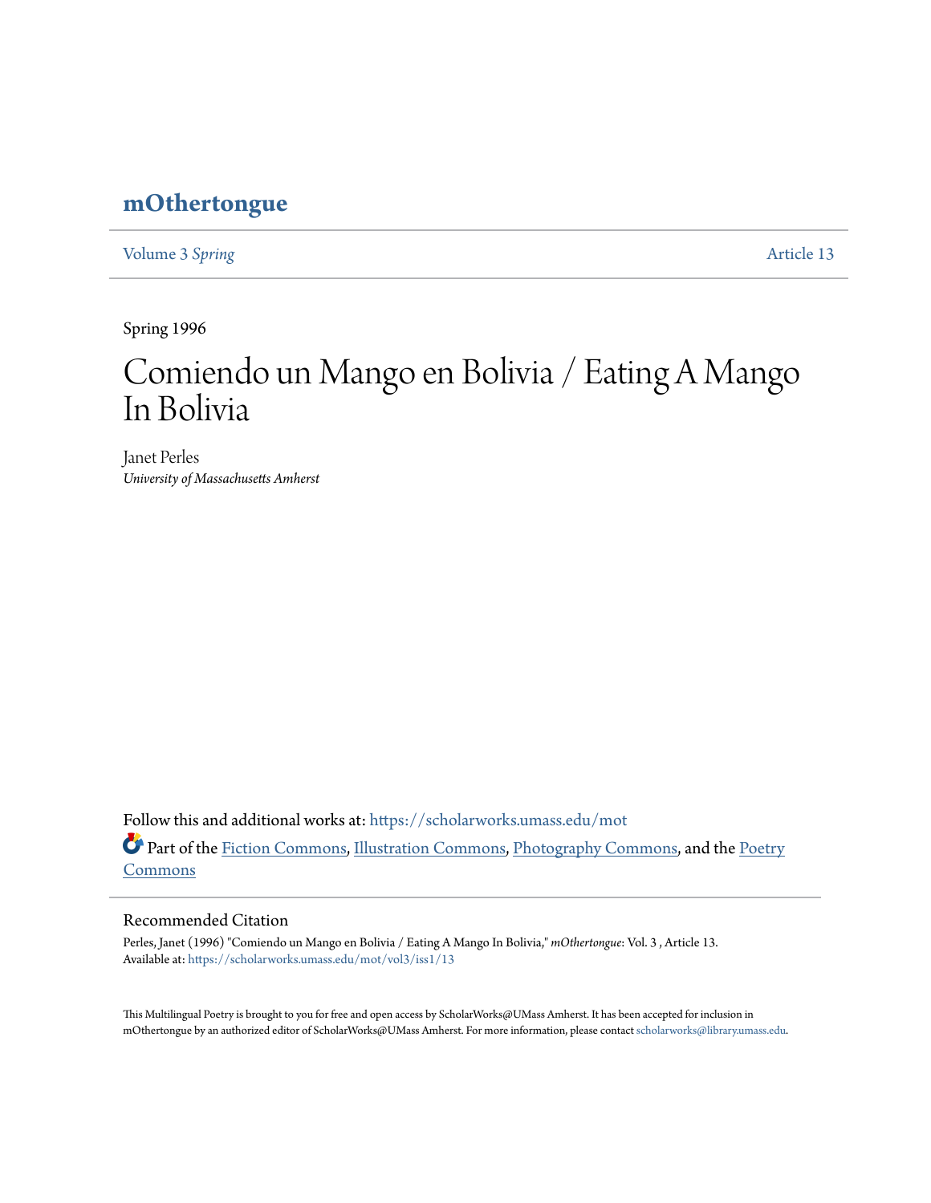# mOthertongue

Volume 3 *Spring* Article 13

Spring 1996

# Comiendo un Mango en Bolivia / Eating A Mango In Bolivia

Janet Perles
*University of Massachusetts Amherst*

Follow this and additional works at: https://scholarworks.umass.edu/mot

Part of the Fiction Commons, Illustration Commons, Photography Commons, and the Poetry Commons

## Recommended Citation

Perles, Janet (1996) "Comiendo un Mango en Bolivia / Eating A Mango In Bolivia," *mOthertongue*: Vol. 3 , Article 13.
Available at: https://scholarworks.umass.edu/mot/vol3/iss1/13

This Multilingual Poetry is brought to you for free and open access by ScholarWorks@UMass Amherst. It has been accepted for inclusion in mOthertongue by an authorized editor of ScholarWorks@UMass Amherst. For more information, please contact scholarworks@library.umass.edu.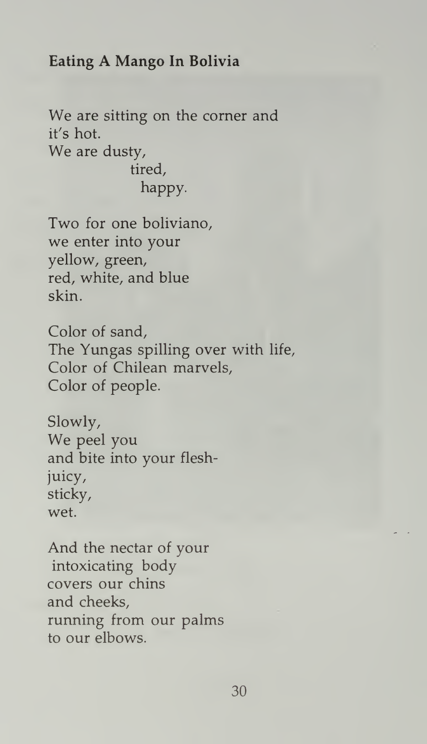**Eating A Mango In Bolivia**

We are sitting on the corner and
it's hot.
We are dusty,
          tired,
            happy.

Two for one boliviano,
we enter into your
yellow, green,
red, white, and blue
skin.

Color of sand,
The Yungas spilling over with life,
Color of Chilean marvels,
Color of people.

Slowly,
We peel you
and bite into your flesh-
juicy,
sticky,
wet.

And the nectar of your
intoxicating body
covers our chins
and cheeks,
running from our palms
to our elbows.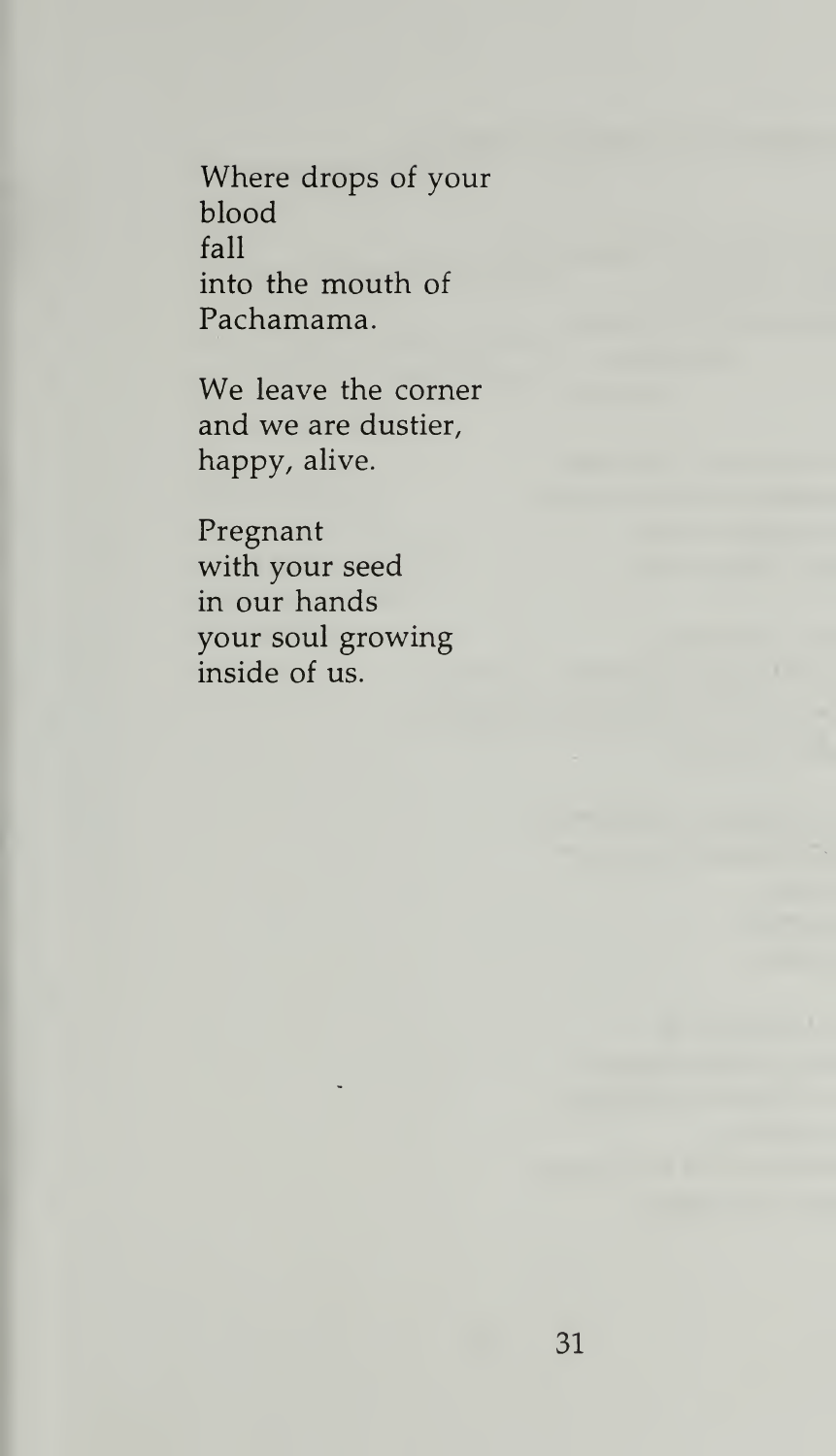Where drops of your
blood
fall
into the mouth of
Pachamama.

We leave the corner
and we are dustier,
happy, alive.

Pregnant
with your seed
in our hands
your soul growing
inside of us.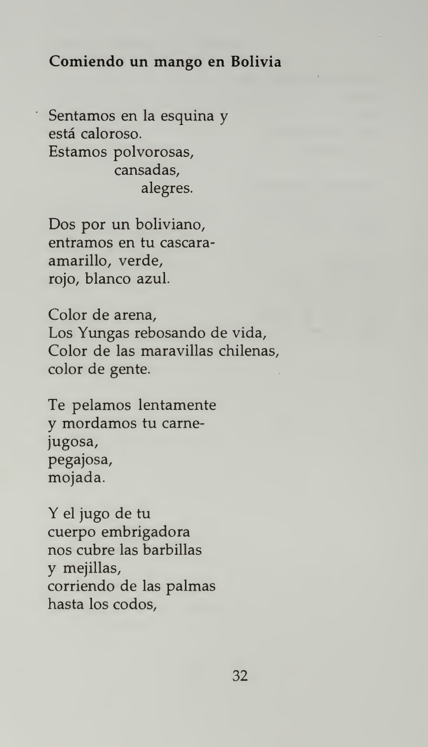**Comiendo un mango en Bolivia**

Sentamos en la esquina y
está caloroso.
Estamos polvorosas,
cansadas,
alegres.

Dos por un boliviano,
entramos en tu cascara-
amarillo, verde,
rojo, blanco azul.

Color de arena,
Los Yungas rebosando de vida,
Color de las maravillas chilenas,
color de gente.

Te pelamos lentamente
y mordamos tu carne-
jugosa,
pegajosa,
mojada.

Y el jugo de tu
cuerpo embrigadora
nos cubre las barbillas
y mejillas,
corriendo de las palmas
hasta los codos,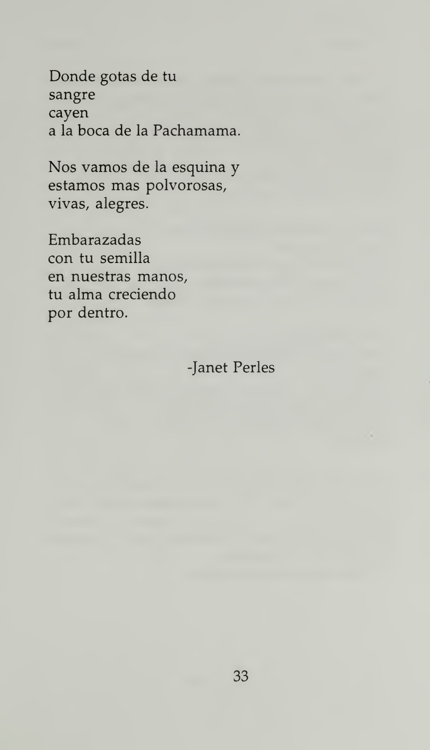Donde gotas de tu  
sangre  
cayen  
a la boca de la Pachamama.

Nos vamos de la esquina y  
estamos mas polvorosas,  
vivas, alegres.

Embarazadas  
con tu semilla  
en nuestras manos,  
tu alma creciendo  
por dentro.

-Janet Perles